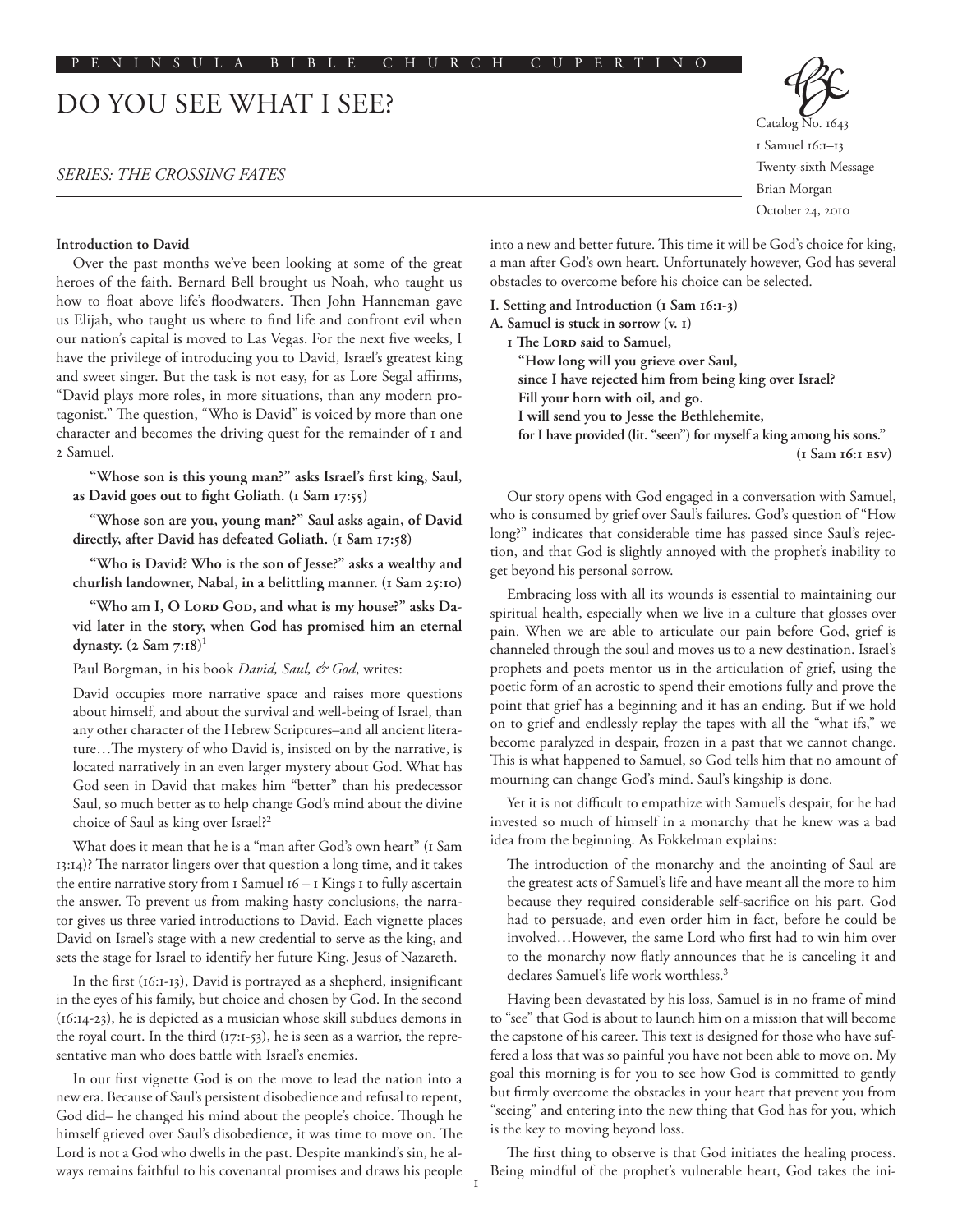PENINSULA BIBLE CHURCH CUPERTINO

# DO YOU SEE WHAT I SEE?

*SERIES: THE CROSSING FATES*

Catalog No. 1643
1 Samuel 16:1–13
Twenty-sixth Message
Brian Morgan
October 24, 2010

**Introduction to David**

Over the past months we've been looking at some of the great heroes of the faith. Bernard Bell brought us Noah, who taught us how to float above life's floodwaters. Then John Hanneman gave us Elijah, who taught us where to find life and confront evil when our nation's capital is moved to Las Vegas. For the next five weeks, I have the privilege of introducing you to David, Israel's greatest king and sweet singer. But the task is not easy, for as Lore Segal affirms, "David plays more roles, in more situations, than any modern protagonist." The question, "Who is David" is voiced by more than one character and becomes the driving quest for the remainder of 1 and 2 Samuel.

> **"Whose son is this young man?" asks Israel's first king, Saul, as David goes out to fight Goliath. (1 Sam 17:55)**
>
> **"Whose son are you, young man?" Saul asks again, of David directly, after David has defeated Goliath. (1 Sam 17:58)**
>
> **"Who is David? Who is the son of Jesse?" asks a wealthy and churlish landowner, Nabal, in a belittling manner. (1 Sam 25:10)**
>
> **"Who am I, O Lord God, and what is my house?" asks David later in the story, when God has promised him an eternal dynasty. (2 Sam 7:18)**[1]

Paul Borgman, in his book *David, Saul, & God*, writes:

> David occupies more narrative space and raises more questions about himself, and about the survival and well-being of Israel, than any other character of the Hebrew Scriptures–and all ancient literature…The mystery of who David is, insisted on by the narrative, is located narratively in an even larger mystery about God. What has God seen in David that makes him "better" than his predecessor Saul, so much better as to help change God's mind about the divine choice of Saul as king over Israel?[2]

What does it mean that he is a "man after God's own heart" (1 Sam 13:14)? The narrator lingers over that question a long time, and it takes the entire narrative story from 1 Samuel 16 – 1 Kings 1 to fully ascertain the answer. To prevent us from making hasty conclusions, the narrator gives us three varied introductions to David. Each vignette places David on Israel's stage with a new credential to serve as the king, and sets the stage for Israel to identify her future King, Jesus of Nazareth.

In the first (16:1-13), David is portrayed as a shepherd, insignificant in the eyes of his family, but choice and chosen by God. In the second (16:14-23), he is depicted as a musician whose skill subdues demons in the royal court. In the third (17:1-53), he is seen as a warrior, the representative man who does battle with Israel's enemies.

In our first vignette God is on the move to lead the nation into a new era. Because of Saul's persistent disobedience and refusal to repent, God did– he changed his mind about the people's choice. Though he himself grieved over Saul's disobedience, it was time to move on. The Lord is not a God who dwells in the past. Despite mankind's sin, he always remains faithful to his covenantal promises and draws his people into a new and better future. This time it will be God's choice for king, a man after God's own heart. Unfortunately however, God has several obstacles to overcome before his choice can be selected.

**I. Setting and Introduction (1 Sam 16:1-3)**

**A. Samuel is stuck in sorrow (v. 1)**

> **1 The Lord said to Samuel,**
> **"How long will you grieve over Saul,**
> **since I have rejected him from being king over Israel?**
> **Fill your horn with oil, and go.**
> **I will send you to Jesse the Bethlehemite,**
> **for I have provided (lit. "seen") for myself a king among his sons."**
> **(1 Sam 16:1 esv)**

Our story opens with God engaged in a conversation with Samuel, who is consumed by grief over Saul's failures. God's question of "How long?" indicates that considerable time has passed since Saul's rejection, and that God is slightly annoyed with the prophet's inability to get beyond his personal sorrow.

Embracing loss with all its wounds is essential to maintaining our spiritual health, especially when we live in a culture that glosses over pain. When we are able to articulate our pain before God, grief is channeled through the soul and moves us to a new destination. Israel's prophets and poets mentor us in the articulation of grief, using the poetic form of an acrostic to spend their emotions fully and prove the point that grief has a beginning and it has an ending. But if we hold on to grief and endlessly replay the tapes with all the "what ifs," we become paralyzed in despair, frozen in a past that we cannot change. This is what happened to Samuel, so God tells him that no amount of mourning can change God's mind. Saul's kingship is done.

Yet it is not difficult to empathize with Samuel's despair, for he had invested so much of himself in a monarchy that he knew was a bad idea from the beginning. As Fokkelman explains:

> The introduction of the monarchy and the anointing of Saul are the greatest acts of Samuel's life and have meant all the more to him because they required considerable self-sacrifice on his part. God had to persuade, and even order him in fact, before he could be involved…However, the same Lord who first had to win him over to the monarchy now flatly announces that he is canceling it and declares Samuel's life work worthless.[3]

Having been devastated by his loss, Samuel is in no frame of mind to "see" that God is about to launch him on a mission that will become the capstone of his career. This text is designed for those who have suffered a loss that was so painful you have not been able to move on. My goal this morning is for you to see how God is committed to gently but firmly overcome the obstacles in your heart that prevent you from "seeing" and entering into the new thing that God has for you, which is the key to moving beyond loss.

The first thing to observe is that God initiates the healing process. Being mindful of the prophet's vulnerable heart, God takes the ini-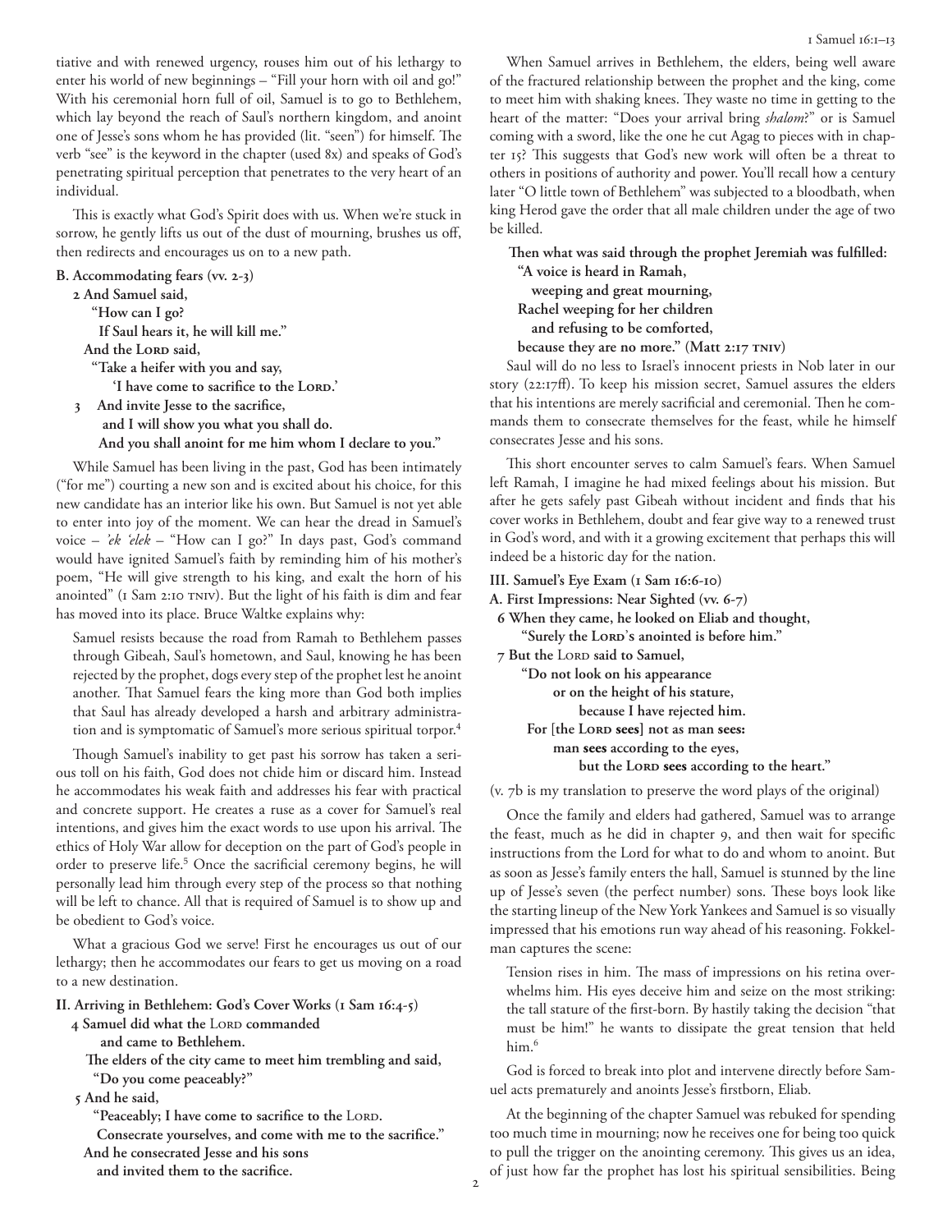tiative and with renewed urgency, rouses him out of his lethargy to enter his world of new beginnings – "Fill your horn with oil and go!" With his ceremonial horn full of oil, Samuel is to go to Bethlehem, which lay beyond the reach of Saul's northern kingdom, and anoint one of Jesse's sons whom he has provided (lit. "seen") for himself. The verb "see" is the keyword in the chapter (used 8x) and speaks of God's penetrating spiritual perception that penetrates to the very heart of an individual.

This is exactly what God's Spirit does with us. When we're stuck in sorrow, he gently lifts us out of the dust of mourning, brushes us off, then redirects and encourages us on to a new path.

**B. Accommodating fears (vv. 2-3)**

**2 And Samuel said,**
**"How can I go?**
**If Saul hears it, he will kill me."**
**And the LORD said,**
**"Take a heifer with you and say,**
**'I have come to sacrifice to the LORD.'**
**3 And invite Jesse to the sacrifice,**
**and I will show you what you shall do.**
**And you shall anoint for me him whom I declare to you."**

While Samuel has been living in the past, God has been intimately ("for me") courting a new son and is excited about his choice, for this new candidate has an interior like his own. But Samuel is not yet able to enter into joy of the moment. We can hear the dread in Samuel's voice – *'ek 'elek* – "How can I go?" In days past, God's command would have ignited Samuel's faith by reminding him of his mother's poem, "He will give strength to his king, and exalt the horn of his anointed" (1 Sam 2:10 TNIV). But the light of his faith is dim and fear has moved into its place. Bruce Waltke explains why:

> Samuel resists because the road from Ramah to Bethlehem passes through Gibeah, Saul's hometown, and Saul, knowing he has been rejected by the prophet, dogs every step of the prophet lest he anoint another. That Samuel fears the king more than God both implies that Saul has already developed a harsh and arbitrary administration and is symptomatic of Samuel's more serious spiritual torpor.[4]

Though Samuel's inability to get past his sorrow has taken a serious toll on his faith, God does not chide him or discard him. Instead he accommodates his weak faith and addresses his fear with practical and concrete support. He creates a ruse as a cover for Samuel's real intentions, and gives him the exact words to use upon his arrival. The ethics of Holy War allow for deception on the part of God's people in order to preserve life.[5] Once the sacrificial ceremony begins, he will personally lead him through every step of the process so that nothing will be left to chance. All that is required of Samuel is to show up and be obedient to God's voice.

What a gracious God we serve! First he encourages us out of our lethargy; then he accommodates our fears to get us moving on a road to a new destination.

**II. Arriving in Bethlehem: God's Cover Works (1 Sam 16:4-5)**

**4 Samuel did what the LORD commanded**
**and came to Bethlehem.**
**The elders of the city came to meet him trembling and said,**
**"Do you come peaceably?"**
**5 And he said,**
**"Peaceably; I have come to sacrifice to the LORD.**
**Consecrate yourselves, and come with me to the sacrifice."**
**And he consecrated Jesse and his sons**
**and invited them to the sacrifice.**

When Samuel arrives in Bethlehem, the elders, being well aware of the fractured relationship between the prophet and the king, come to meet him with shaking knees. They waste no time in getting to the heart of the matter: "Does your arrival bring *shalom*?" or is Samuel coming with a sword, like the one he cut Agag to pieces with in chapter 15? This suggests that God's new work will often be a threat to others in positions of authority and power. You'll recall how a century later "O little town of Bethlehem" was subjected to a bloodbath, when king Herod gave the order that all male children under the age of two be killed.

**Then what was said through the prophet Jeremiah was fulfilled:**
**"A voice is heard in Ramah,**
**weeping and great mourning,**
**Rachel weeping for her children**
**and refusing to be comforted,**
**because they are no more." (Matt 2:17 TNIV)**

Saul will do no less to Israel's innocent priests in Nob later in our story (22:17ff). To keep his mission secret, Samuel assures the elders that his intentions are merely sacrificial and ceremonial. Then he commands them to consecrate themselves for the feast, while he himself consecrates Jesse and his sons.

This short encounter serves to calm Samuel's fears. When Samuel left Ramah, I imagine he had mixed feelings about his mission. But after he gets safely past Gibeah without incident and finds that his cover works in Bethlehem, doubt and fear give way to a renewed trust in God's word, and with it a growing excitement that perhaps this will indeed be a historic day for the nation.

**III. Samuel's Eye Exam (1 Sam 16:6-10)**

**A. First Impressions: Near Sighted (vv. 6-7)**

**6 When they came, he looked on Eliab and thought,**
**"Surely the LORD's anointed is before him."**
**7 But the LORD said to Samuel,**
**"Do not look on his appearance**
**or on the height of his stature,**
**because I have rejected him.**
**For [the LORD sees] not as man sees:**
**man sees according to the eyes,**
**but the LORD sees according to the heart."**

(v. 7b is my translation to preserve the word plays of the original)

Once the family and elders had gathered, Samuel was to arrange the feast, much as he did in chapter 9, and then wait for specific instructions from the Lord for what to do and whom to anoint. But as soon as Jesse's family enters the hall, Samuel is stunned by the line up of Jesse's seven (the perfect number) sons. These boys look like the starting lineup of the New York Yankees and Samuel is so visually impressed that his emotions run way ahead of his reasoning. Fokkelman captures the scene:

> Tension rises in him. The mass of impressions on his retina overwhelms him. His eyes deceive him and seize on the most striking: the tall stature of the first-born. By hastily taking the decision "that must be him!" he wants to dissipate the great tension that held him.[6]

God is forced to break into plot and intervene directly before Samuel acts prematurely and anoints Jesse's firstborn, Eliab.

At the beginning of the chapter Samuel was rebuked for spending too much time in mourning; now he receives one for being too quick to pull the trigger on the anointing ceremony. This gives us an idea, of just how far the prophet has lost his spiritual sensibilities. Being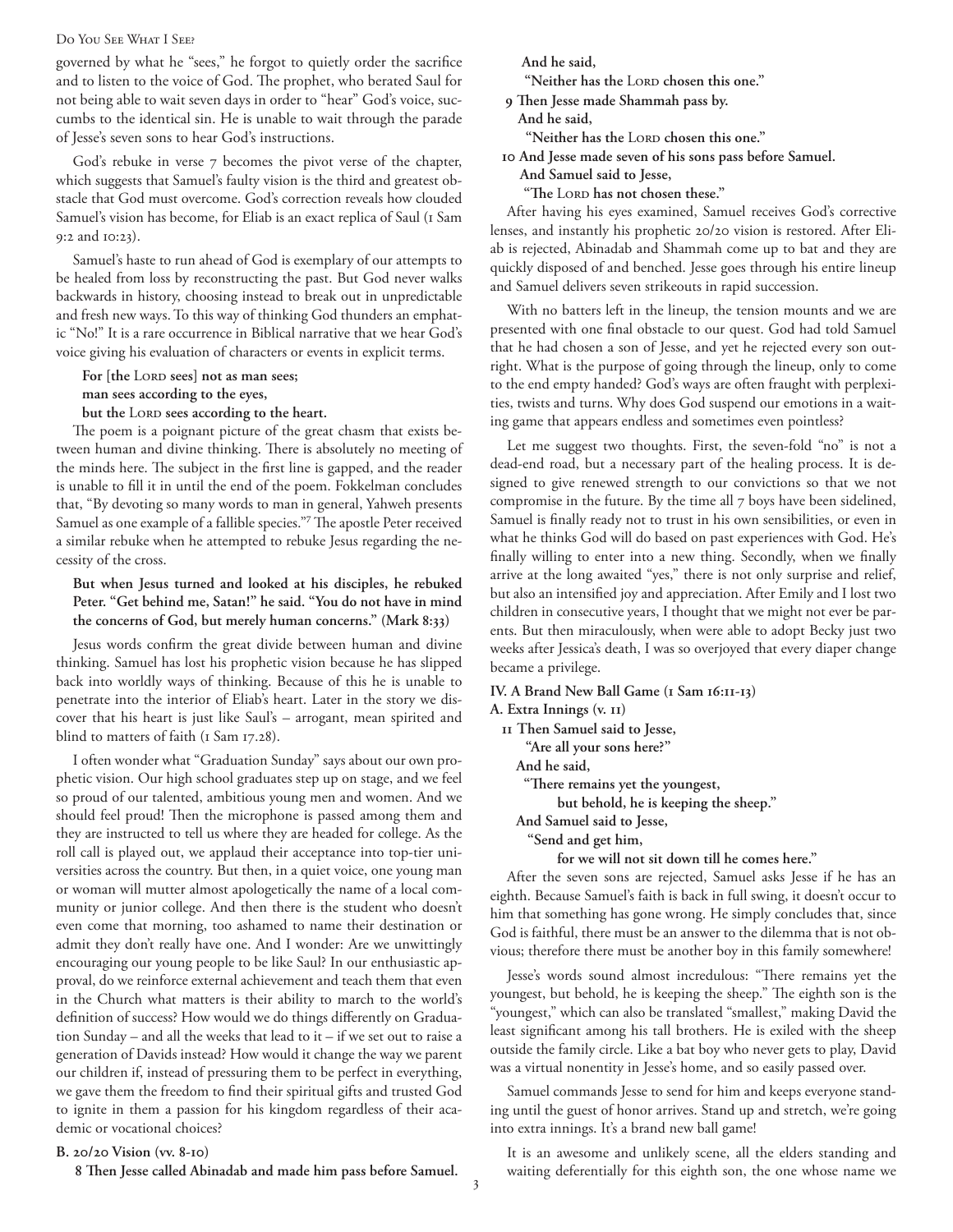governed by what he "sees," he forgot to quietly order the sacrifice and to listen to the voice of God. The prophet, who berated Saul for not being able to wait seven days in order to "hear" God's voice, succumbs to the identical sin. He is unable to wait through the parade of Jesse's seven sons to hear God's instructions.

God's rebuke in verse 7 becomes the pivot verse of the chapter, which suggests that Samuel's faulty vision is the third and greatest obstacle that God must overcome. God's correction reveals how clouded Samuel's vision has become, for Eliab is an exact replica of Saul (1 Sam 9:2 and 10:23).

Samuel's haste to run ahead of God is exemplary of our attempts to be healed from loss by reconstructing the past. But God never walks backwards in history, choosing instead to break out in unpredictable and fresh new ways. To this way of thinking God thunders an emphatic "No!" It is a rare occurrence in Biblical narrative that we hear God's voice giving his evaluation of characters or events in explicit terms.

> **For [the Lord sees] not as man sees;**
> **man sees according to the eyes,**
> **but the Lord sees according to the heart.**

The poem is a poignant picture of the great chasm that exists between human and divine thinking. There is absolutely no meeting of the minds here. The subject in the first line is gapped, and the reader is unable to fill it in until the end of the poem. Fokkelman concludes that, "By devoting so many words to man in general, Yahweh presents Samuel as one example of a fallible species."[7] The apostle Peter received a similar rebuke when he attempted to rebuke Jesus regarding the necessity of the cross.

> **But when Jesus turned and looked at his disciples, he rebuked Peter. "Get behind me, Satan!" he said. "You do not have in mind the concerns of God, but merely human concerns." (Mark 8:33)**

Jesus words confirm the great divide between human and divine thinking. Samuel has lost his prophetic vision because he has slipped back into worldly ways of thinking. Because of this he is unable to penetrate into the interior of Eliab's heart. Later in the story we discover that his heart is just like Saul's – arrogant, mean spirited and blind to matters of faith (1 Sam 17.28).

I often wonder what "Graduation Sunday" says about our own prophetic vision. Our high school graduates step up on stage, and we feel so proud of our talented, ambitious young men and women. And we should feel proud! Then the microphone is passed among them and they are instructed to tell us where they are headed for college. As the roll call is played out, we applaud their acceptance into top-tier universities across the country. But then, in a quiet voice, one young man or woman will mutter almost apologetically the name of a local community or junior college. And then there is the student who doesn't even come that morning, too ashamed to name their destination or admit they don't really have one. And I wonder: Are we unwittingly encouraging our young people to be like Saul? In our enthusiastic approval, do we reinforce external achievement and teach them that even in the Church what matters is their ability to march to the world's definition of success? How would we do things differently on Graduation Sunday – and all the weeks that lead to it – if we set out to raise a generation of Davids instead? How would it change the way we parent our children if, instead of pressuring them to be perfect in everything, we gave them the freedom to find their spiritual gifts and trusted God to ignite in them a passion for his kingdom regardless of their academic or vocational choices?

### B. 20/20 Vision (vv. 8-10)

> **8 Then Jesse called Abinadab and made him pass before Samuel.**
> **And he said,**
> **"Neither has the Lord chosen this one."**
> **9 Then Jesse made Shammah pass by.**
> **And he said,**
> **"Neither has the Lord chosen this one."**
> **10 And Jesse made seven of his sons pass before Samuel.**
> **And Samuel said to Jesse,**
> **"The Lord has not chosen these."**

After having his eyes examined, Samuel receives God's corrective lenses, and instantly his prophetic 20/20 vision is restored. After Eliab is rejected, Abinadab and Shammah come up to bat and they are quickly disposed of and benched. Jesse goes through his entire lineup and Samuel delivers seven strikeouts in rapid succession.

With no batters left in the lineup, the tension mounts and we are presented with one final obstacle to our quest. God had told Samuel that he had chosen a son of Jesse, and yet he rejected every son outright. What is the purpose of going through the lineup, only to come to the end empty handed? God's ways are often fraught with perplexities, twists and turns. Why does God suspend our emotions in a waiting game that appears endless and sometimes even pointless?

Let me suggest two thoughts. First, the seven-fold "no" is not a dead-end road, but a necessary part of the healing process. It is designed to give renewed strength to our convictions so that we not compromise in the future. By the time all 7 boys have been sidelined, Samuel is finally ready not to trust in his own sensibilities, or even in what he thinks God will do based on past experiences with God. He's finally willing to enter into a new thing. Secondly, when we finally arrive at the long awaited "yes," there is not only surprise and relief, but also an intensified joy and appreciation. After Emily and I lost two children in consecutive years, I thought that we might not ever be parents. But then miraculously, when were able to adopt Becky just two weeks after Jessica's death, I was so overjoyed that every diaper change became a privilege.

## IV. A Brand New Ball Game (1 Sam 16:11-13)

### A. Extra Innings (v. 11)

> **11 Then Samuel said to Jesse,**
> **"Are all your sons here?"**
> **And he said,**
> **"There remains yet the youngest,**
> **but behold, he is keeping the sheep."**
> **And Samuel said to Jesse,**
> **"Send and get him,**
> **for we will not sit down till he comes here."**

After the seven sons are rejected, Samuel asks Jesse if he has an eighth. Because Samuel's faith is back in full swing, it doesn't occur to him that something has gone wrong. He simply concludes that, since God is faithful, there must be an answer to the dilemma that is not obvious; therefore there must be another boy in this family somewhere!

Jesse's words sound almost incredulous: "There remains yet the youngest, but behold, he is keeping the sheep." The eighth son is the "youngest," which can also be translated "smallest," making David the least significant among his tall brothers. He is exiled with the sheep outside the family circle. Like a bat boy who never gets to play, David was a virtual nonentity in Jesse's home, and so easily passed over.

Samuel commands Jesse to send for him and keeps everyone standing until the guest of honor arrives. Stand up and stretch, we're going into extra innings. It's a brand new ball game!

It is an awesome and unlikely scene, all the elders standing and waiting deferentially for this eighth son, the one whose name we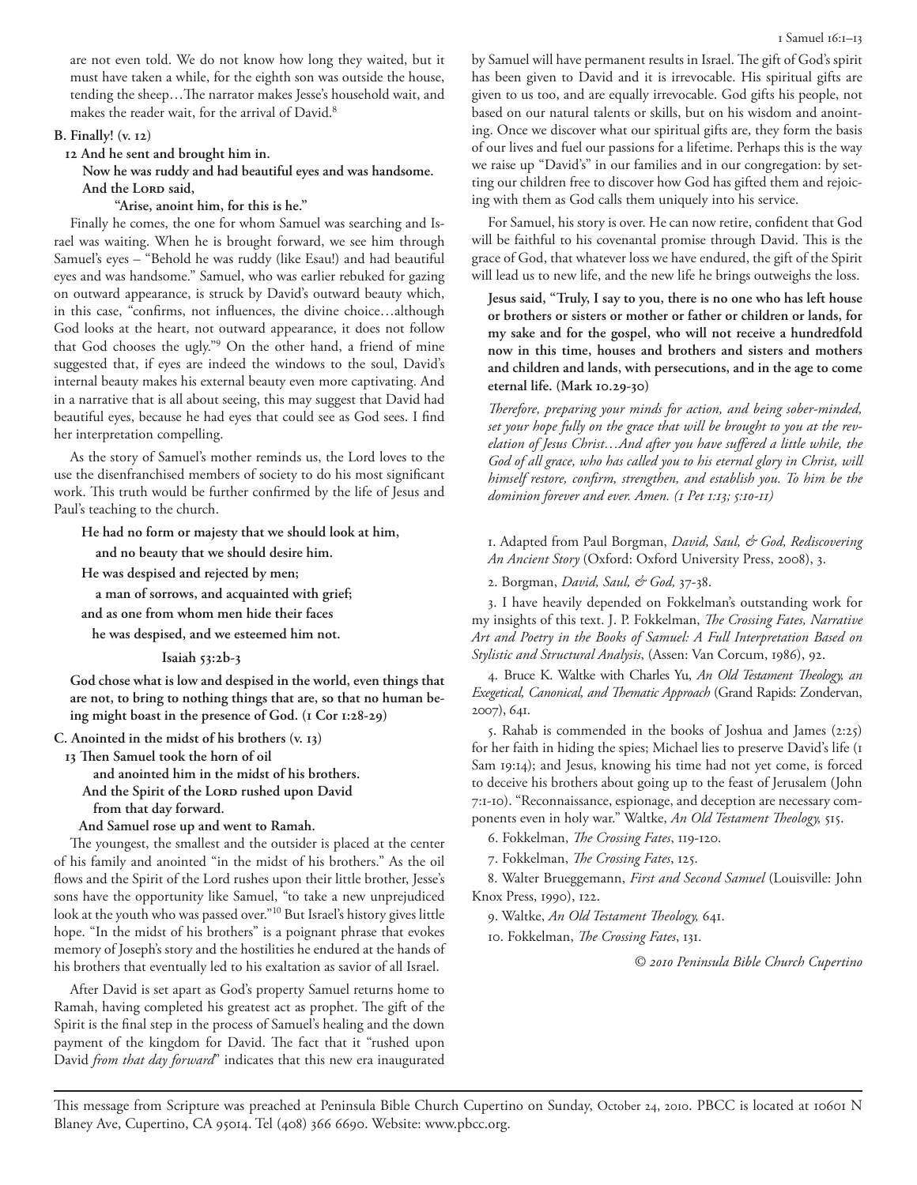are not even told. We do not know how long they waited, but it must have taken a while, for the eighth son was outside the house, tending the sheep…The narrator makes Jesse's household wait, and makes the reader wait, for the arrival of David.[8]

**B. Finally! (v. 12)**

**12 And he sent and brought him in.**
**Now he was ruddy and had beautiful eyes and was handsome.**
**And the Lord said,**
**"Arise, anoint him, for this is he."**

Finally he comes, the one for whom Samuel was searching and Israel was waiting. When he is brought forward, we see him through Samuel's eyes – "Behold he was ruddy (like Esau!) and had beautiful eyes and was handsome." Samuel, who was earlier rebuked for gazing on outward appearance, is struck by David's outward beauty which, in this case, "confirms, not influences, the divine choice…although God looks at the heart, not outward appearance, it does not follow that God chooses the ugly."[9] On the other hand, a friend of mine suggested that, if eyes are indeed the windows to the soul, David's internal beauty makes his external beauty even more captivating. And in a narrative that is all about seeing, this may suggest that David had beautiful eyes, because he had eyes that could see as God sees. I find her interpretation compelling.

As the story of Samuel's mother reminds us, the Lord loves to the use the disenfranchised members of society to do his most significant work. This truth would be further confirmed by the life of Jesus and Paul's teaching to the church.

**He had no form or majesty that we should look at him,**
**and no beauty that we should desire him.**
**He was despised and rejected by men;**
**a man of sorrows, and acquainted with grief;**
**and as one from whom men hide their faces**
**he was despised, and we esteemed him not.**

**Isaiah 53:2b-3**

**God chose what is low and despised in the world, even things that are not, to bring to nothing things that are, so that no human being might boast in the presence of God. (1 Cor 1:28-29)**

**C. Anointed in the midst of his brothers (v. 13)**

**13 Then Samuel took the horn of oil**
**and anointed him in the midst of his brothers.**
**And the Spirit of the Lord rushed upon David**
**from that day forward.**
**And Samuel rose up and went to Ramah.**

The youngest, the smallest and the outsider is placed at the center of his family and anointed "in the midst of his brothers." As the oil flows and the Spirit of the Lord rushes upon their little brother, Jesse's sons have the opportunity like Samuel, "to take a new unprejudiced look at the youth who was passed over."[10] But Israel's history gives little hope. "In the midst of his brothers" is a poignant phrase that evokes memory of Joseph's story and the hostilities he endured at the hands of his brothers that eventually led to his exaltation as savior of all Israel.

After David is set apart as God's property Samuel returns home to Ramah, having completed his greatest act as prophet. The gift of the Spirit is the final step in the process of Samuel's healing and the down payment of the kingdom for David. The fact that it "rushed upon David *from that day forward*" indicates that this new era inaugurated by Samuel will have permanent results in Israel. The gift of God's spirit has been given to David and it is irrevocable. His spiritual gifts are given to us too, and are equally irrevocable. God gifts his people, not based on our natural talents or skills, but on his wisdom and anointing. Once we discover what our spiritual gifts are, they form the basis of our lives and fuel our passions for a lifetime. Perhaps this is the way we raise up "David's" in our families and in our congregation: by setting our children free to discover how God has gifted them and rejoicing with them as God calls them uniquely into his service.

For Samuel, his story is over. He can now retire, confident that God will be faithful to his covenantal promise through David. This is the grace of God, that whatever loss we have endured, the gift of the Spirit will lead us to new life, and the new life he brings outweighs the loss.

**Jesus said, "Truly, I say to you, there is no one who has left house or brothers or sisters or mother or father or children or lands, for my sake and for the gospel, who will not receive a hundredfold now in this time, houses and brothers and sisters and mothers and children and lands, with persecutions, and in the age to come eternal life. (Mark 10.29-30)**

*Therefore, preparing your minds for action, and being sober-minded, set your hope fully on the grace that will be brought to you at the revelation of Jesus Christ…And after you have suffered a little while, the God of all grace, who has called you to his eternal glory in Christ, will himself restore, confirm, strengthen, and establish you. To him be the dominion forever and ever. Amen. (1 Pet 1:13; 5:10-11)*

1. Adapted from Paul Borgman, *David, Saul, & God, Rediscovering An Ancient Story* (Oxford: Oxford University Press, 2008), 3.

2. Borgman, *David, Saul, & God,* 37-38.

3. I have heavily depended on Fokkelman's outstanding work for my insights of this text. J. P. Fokkelman, *The Crossing Fates, Narrative Art and Poetry in the Books of Samuel: A Full Interpretation Based on Stylistic and Structural Analysis*, (Assen: Van Corcum, 1986), 92.

4. Bruce K. Waltke with Charles Yu, *An Old Testament Theology, an Exegetical, Canonical, and Thematic Approach* (Grand Rapids: Zondervan, 2007), 641.

5. Rahab is commended in the books of Joshua and James (2:25) for her faith in hiding the spies; Michael lies to preserve David's life (1 Sam 19:14); and Jesus, knowing his time had not yet come, is forced to deceive his brothers about going up to the feast of Jerusalem (John 7:1-10). "Reconnaissance, espionage, and deception are necessary components even in holy war." Waltke, *An Old Testament Theology,* 515.

6. Fokkelman, *The Crossing Fates*, 119-120.

7. Fokkelman, *The Crossing Fates*, 125.

8. Walter Brueggemann, *First and Second Samuel* (Louisville: John Knox Press, 1990), 122.

9. Waltke, *An Old Testament Theology,* 641.

10. Fokkelman, *The Crossing Fates*, 131.

*© 2010 Peninsula Bible Church Cupertino*

This message from Scripture was preached at Peninsula Bible Church Cupertino on Sunday, October 24, 2010. PBCC is located at 10601 N Blaney Ave, Cupertino, CA 95014. Tel (408) 366 6690. Website: www.pbcc.org.